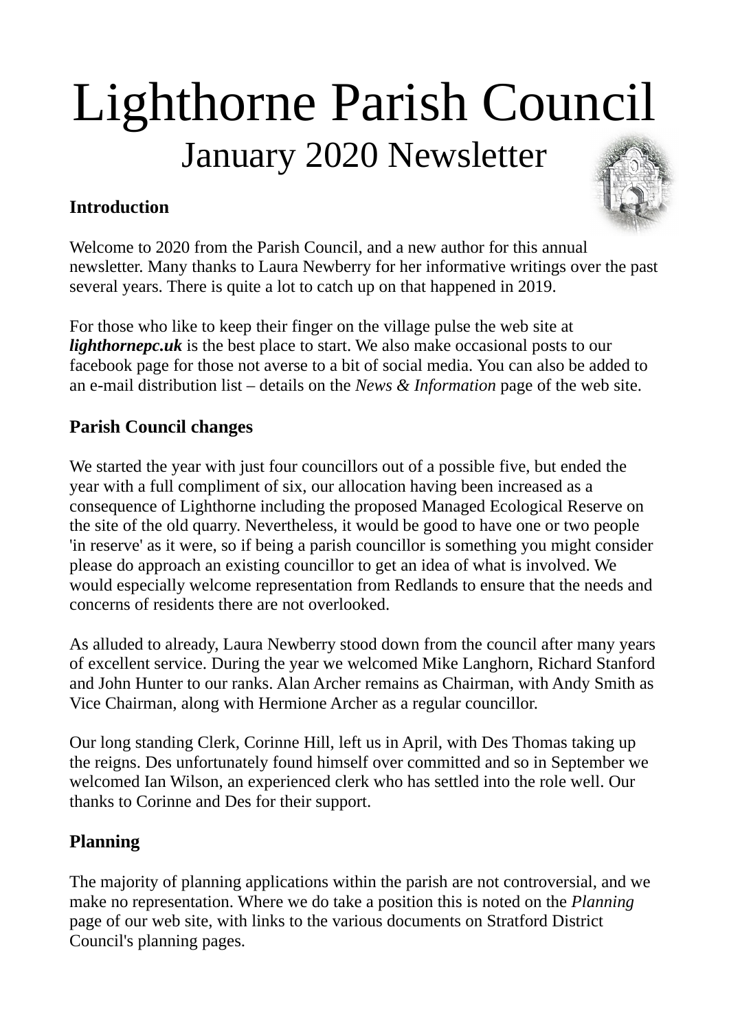# Lighthorne Parish Council

## January 2020 Newsletter

### Introduction

Welcome to 2020 from the Parish Council, and a new author for this annual newsletter. Many thanks to Laura Newberry for her informative writings over the past several years. There is quite a lot to catch up on that happened in 2019.

For those who like to keep their finger on the village pulse the web site at ***lighthornepc.uk*** is the best place to start. We also make occasional posts to our facebook page for those not averse to a bit of social media. You can also be added to an e-mail distribution list – details on the *News & Information* page of the web site.

### Parish Council changes

We started the year with just four councillors out of a possible five, but ended the year with a full compliment of six, our allocation having been increased as a consequence of Lighthorne including the proposed Managed Ecological Reserve on the site of the old quarry. Nevertheless, it would be good to have one or two people 'in reserve' as it were, so if being a parish councillor is something you might consider please do approach an existing councillor to get an idea of what is involved. We would especially welcome representation from Redlands to ensure that the needs and concerns of residents there are not overlooked.

As alluded to already, Laura Newberry stood down from the council after many years of excellent service. During the year we welcomed Mike Langhorn, Richard Stanford and John Hunter to our ranks. Alan Archer remains as Chairman, with Andy Smith as Vice Chairman, along with Hermione Archer as a regular councillor.

Our long standing Clerk, Corinne Hill, left us in April, with Des Thomas taking up the reigns. Des unfortunately found himself over committed and so in September we welcomed Ian Wilson, an experienced clerk who has settled into the role well. Our thanks to Corinne and Des for their support.

### Planning

The majority of planning applications within the parish are not controversial, and we make no representation. Where we do take a position this is noted on the *Planning* page of our web site, with links to the various documents on Stratford District Council's planning pages.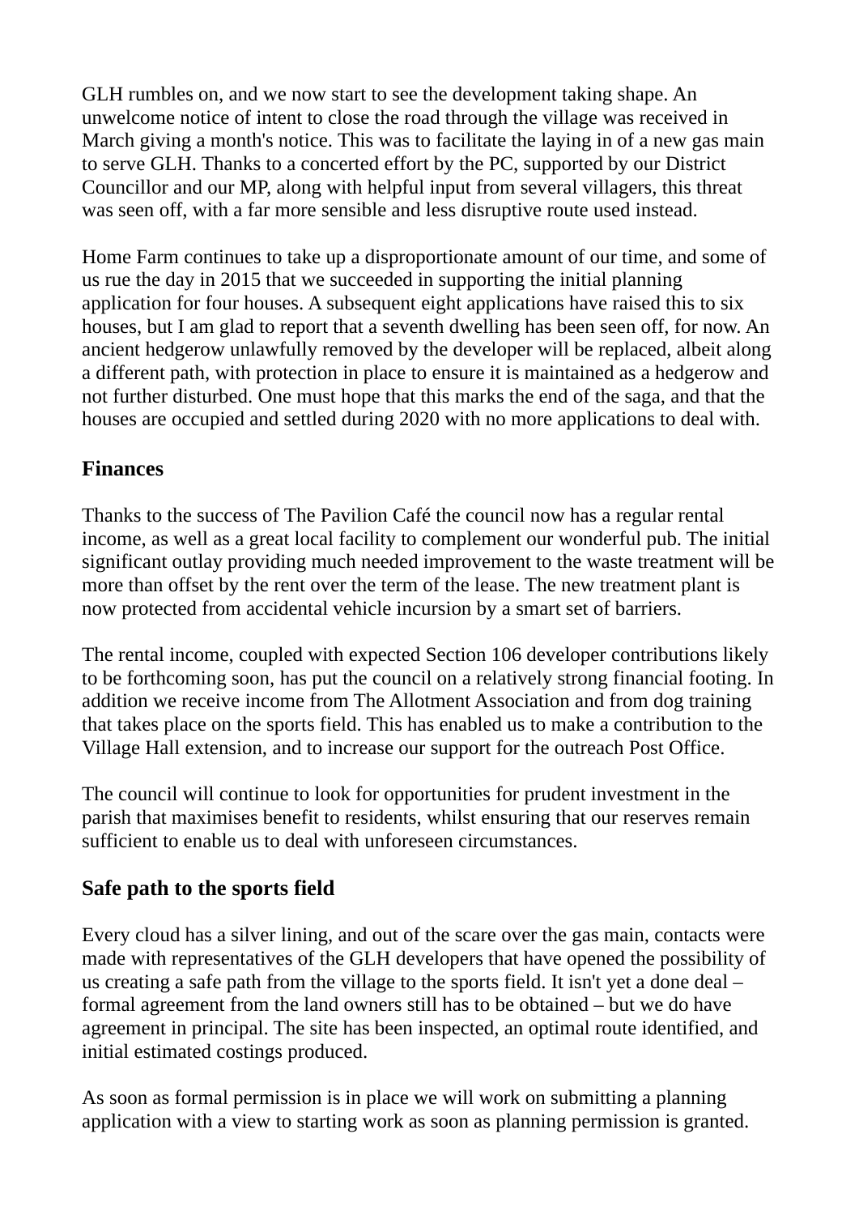GLH rumbles on, and we now start to see the development taking shape. An unwelcome notice of intent to close the road through the village was received in March giving a month's notice. This was to facilitate the laying in of a new gas main to serve GLH. Thanks to a concerted effort by the PC, supported by our District Councillor and our MP, along with helpful input from several villagers, this threat was seen off, with a far more sensible and less disruptive route used instead.

Home Farm continues to take up a disproportionate amount of our time, and some of us rue the day in 2015 that we succeeded in supporting the initial planning application for four houses. A subsequent eight applications have raised this to six houses, but I am glad to report that a seventh dwelling has been seen off, for now. An ancient hedgerow unlawfully removed by the developer will be replaced, albeit along a different path, with protection in place to ensure it is maintained as a hedgerow and not further disturbed. One must hope that this marks the end of the saga, and that the houses are occupied and settled during 2020 with no more applications to deal with.

## Finances

Thanks to the success of The Pavilion Café the council now has a regular rental income, as well as a great local facility to complement our wonderful pub. The initial significant outlay providing much needed improvement to the waste treatment will be more than offset by the rent over the term of the lease. The new treatment plant is now protected from accidental vehicle incursion by a smart set of barriers.

The rental income, coupled with expected Section 106 developer contributions likely to be forthcoming soon, has put the council on a relatively strong financial footing. In addition we receive income from The Allotment Association and from dog training that takes place on the sports field. This has enabled us to make a contribution to the Village Hall extension, and to increase our support for the outreach Post Office.

The council will continue to look for opportunities for prudent investment in the parish that maximises benefit to residents, whilst ensuring that our reserves remain sufficient to enable us to deal with unforeseen circumstances.

## Safe path to the sports field

Every cloud has a silver lining, and out of the scare over the gas main, contacts were made with representatives of the GLH developers that have opened the possibility of us creating a safe path from the village to the sports field. It isn't yet a done deal – formal agreement from the land owners still has to be obtained – but we do have agreement in principal. The site has been inspected, an optimal route identified, and initial estimated costings produced.

As soon as formal permission is in place we will work on submitting a planning application with a view to starting work as soon as planning permission is granted.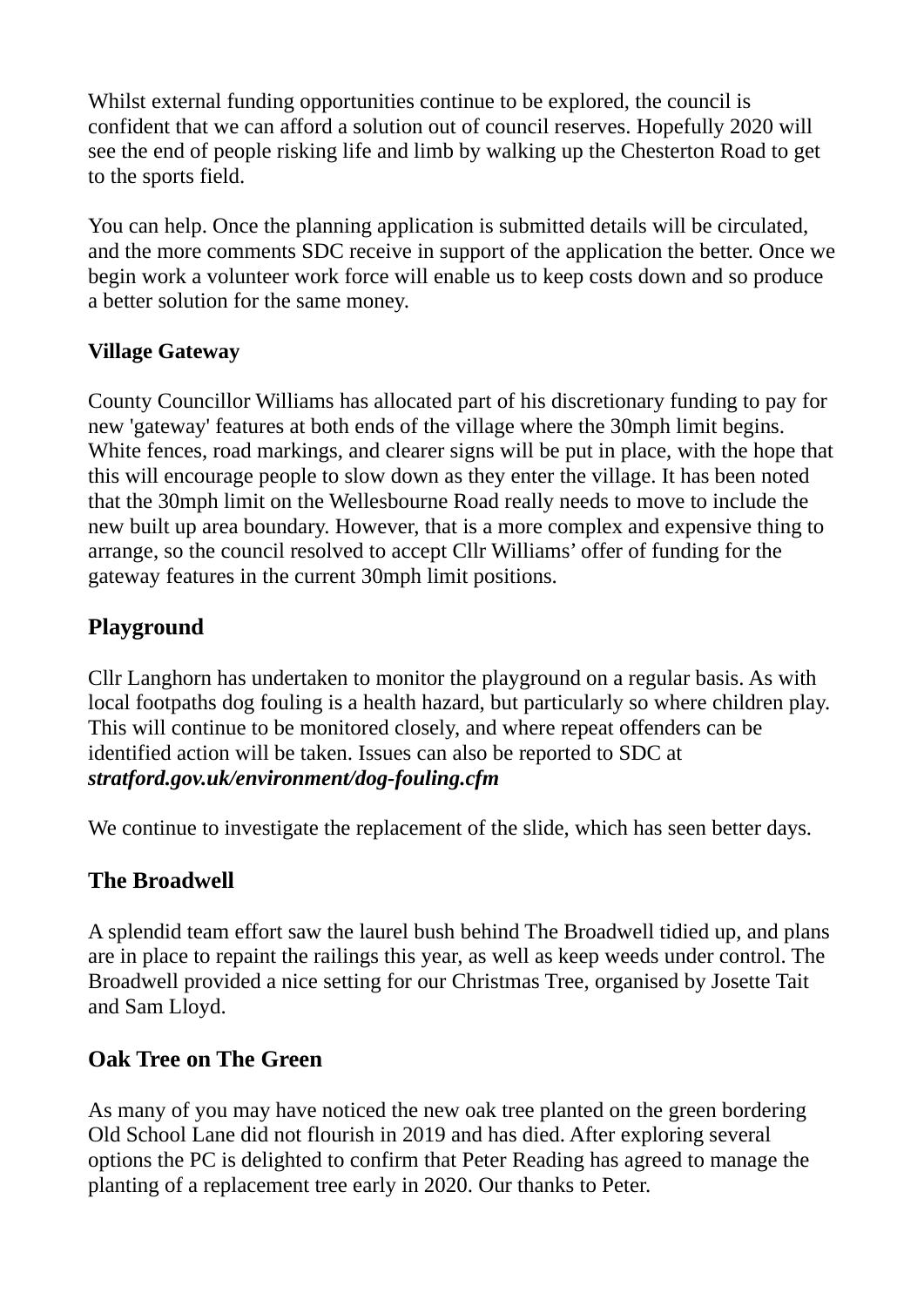Whilst external funding opportunities continue to be explored, the council is confident that we can afford a solution out of council reserves. Hopefully 2020 will see the end of people risking life and limb by walking up the Chesterton Road to get to the sports field.

You can help. Once the planning application is submitted details will be circulated, and the more comments SDC receive in support of the application the better. Once we begin work a volunteer work force will enable us to keep costs down and so produce a better solution for the same money.

**Village Gateway**

County Councillor Williams has allocated part of his discretionary funding to pay for new 'gateway' features at both ends of the village where the 30mph limit begins. White fences, road markings, and clearer signs will be put in place, with the hope that this will encourage people to slow down as they enter the village. It has been noted that the 30mph limit on the Wellesbourne Road really needs to move to include the new built up area boundary. However, that is a more complex and expensive thing to arrange, so the council resolved to accept Cllr Williams' offer of funding for the gateway features in the current 30mph limit positions.

## Playground

Cllr Langhorn has undertaken to monitor the playground on a regular basis. As with local footpaths dog fouling is a health hazard, but particularly so where children play. This will continue to be monitored closely, and where repeat offenders can be identified action will be taken. Issues can also be reported to SDC at ***stratford.gov.uk/environment/dog-fouling.cfm***

We continue to investigate the replacement of the slide, which has seen better days.

## The Broadwell

A splendid team effort saw the laurel bush behind The Broadwell tidied up, and plans are in place to repaint the railings this year, as well as keep weeds under control. The Broadwell provided a nice setting for our Christmas Tree, organised by Josette Tait and Sam Lloyd.

## Oak Tree on The Green

As many of you may have noticed the new oak tree planted on the green bordering Old School Lane did not flourish in 2019 and has died. After exploring several options the PC is delighted to confirm that Peter Reading has agreed to manage the planting of a replacement tree early in 2020. Our thanks to Peter.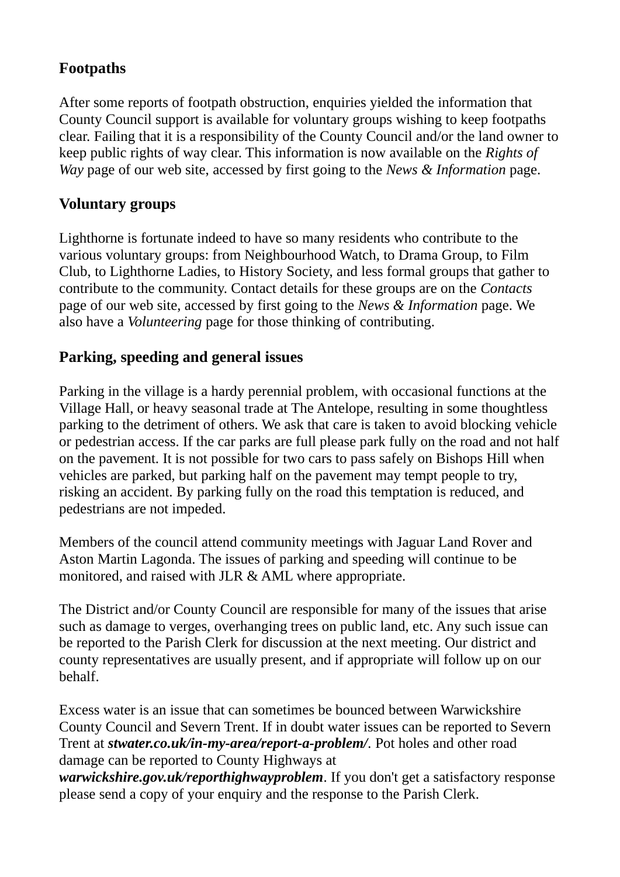## Footpaths

After some reports of footpath obstruction, enquiries yielded the information that County Council support is available for voluntary groups wishing to keep footpaths clear. Failing that it is a responsibility of the County Council and/or the land owner to keep public rights of way clear. This information is now available on the *Rights of Way* page of our web site, accessed by first going to the *News & Information* page.

## Voluntary groups

Lighthorne is fortunate indeed to have so many residents who contribute to the various voluntary groups: from Neighbourhood Watch, to Drama Group, to Film Club, to Lighthorne Ladies, to History Society, and less formal groups that gather to contribute to the community. Contact details for these groups are on the *Contacts* page of our web site, accessed by first going to the *News & Information* page. We also have a *Volunteering* page for those thinking of contributing.

## Parking, speeding and general issues

Parking in the village is a hardy perennial problem, with occasional functions at the Village Hall, or heavy seasonal trade at The Antelope, resulting in some thoughtless parking to the detriment of others. We ask that care is taken to avoid blocking vehicle or pedestrian access. If the car parks are full please park fully on the road and not half on the pavement. It is not possible for two cars to pass safely on Bishops Hill when vehicles are parked, but parking half on the pavement may tempt people to try, risking an accident. By parking fully on the road this temptation is reduced, and pedestrians are not impeded.

Members of the council attend community meetings with Jaguar Land Rover and Aston Martin Lagonda. The issues of parking and speeding will continue to be monitored, and raised with JLR & AML where appropriate.

The District and/or County Council are responsible for many of the issues that arise such as damage to verges, overhanging trees on public land, etc. Any such issue can be reported to the Parish Clerk for discussion at the next meeting. Our district and county representatives are usually present, and if appropriate will follow up on our behalf.

Excess water is an issue that can sometimes be bounced between Warwickshire County Council and Severn Trent. If in doubt water issues can be reported to Severn Trent at ***stwater.co.uk/in-my-area/report-a-problem/***. Pot holes and other road damage can be reported to County Highways at ***warwickshire.gov.uk/reporthighwayproblem***. If you don't get a satisfactory response please send a copy of your enquiry and the response to the Parish Clerk.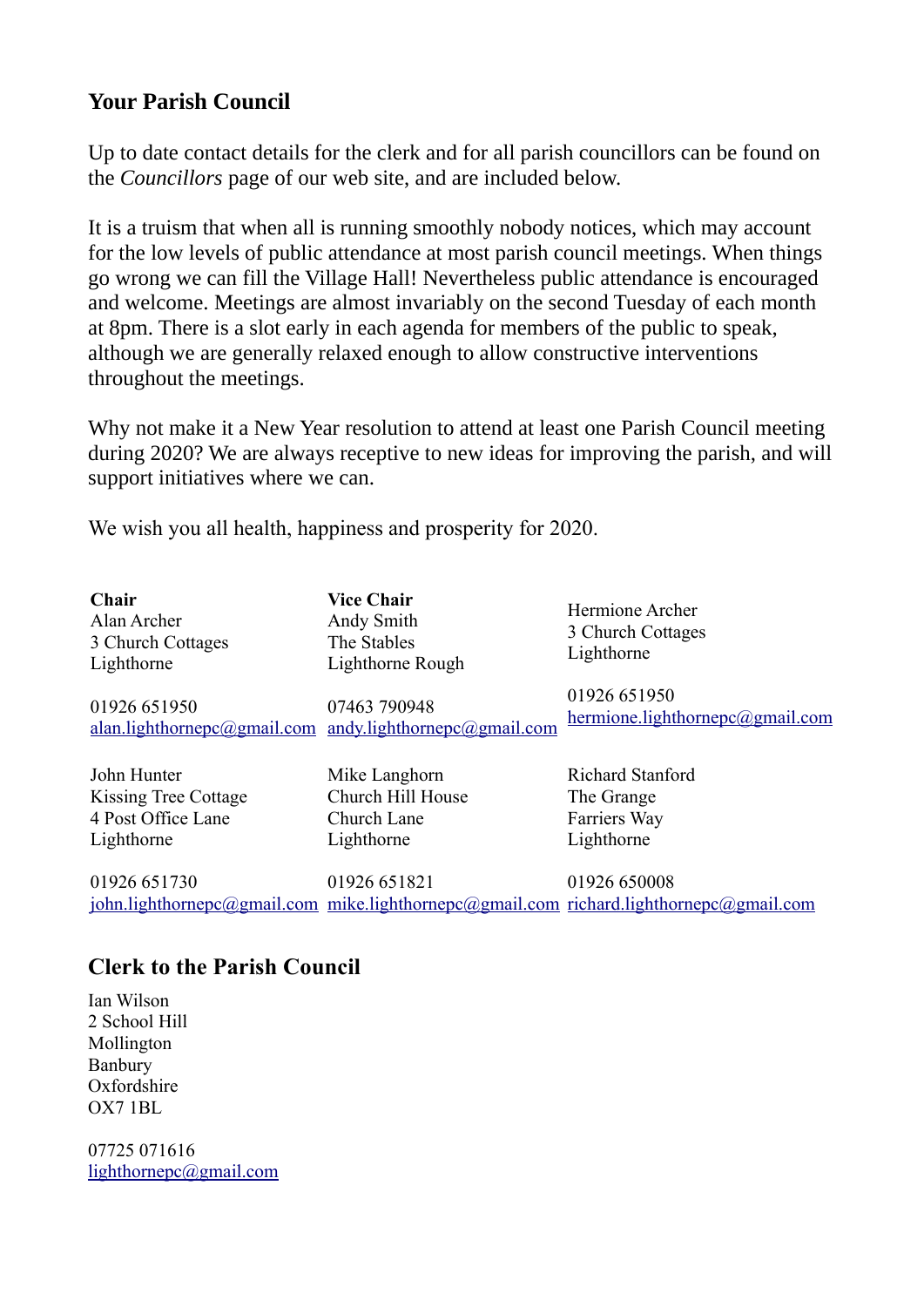## Your Parish Council

Up to date contact details for the clerk and for all parish councillors can be found on the *Councillors* page of our web site, and are included below.

It is a truism that when all is running smoothly nobody notices, which may account for the low levels of public attendance at most parish council meetings. When things go wrong we can fill the Village Hall! Nevertheless public attendance is encouraged and welcome. Meetings are almost invariably on the second Tuesday of each month at 8pm. There is a slot early in each agenda for members of the public to speak, although we are generally relaxed enough to allow constructive interventions throughout the meetings.

Why not make it a New Year resolution to attend at least one Parish Council meeting during 2020? We are always receptive to new ideas for improving the parish, and will support initiatives where we can.

We wish you all health, happiness and prosperity for 2020.

**Chair**
Alan Archer
3 Church Cottages
Lighthorne

01926 651950
alan.lighthornepc@gmail.com

**Vice Chair**
Andy Smith
The Stables
Lighthorne Rough

07463 790948
andy.lighthornepc@gmail.com

Hermione Archer
3 Church Cottages
Lighthorne

01926 651950
hermione.lighthornepc@gmail.com

John Hunter
Kissing Tree Cottage
4 Post Office Lane
Lighthorne

01926 651730
john.lighthornepc@gmail.com

Mike Langhorn
Church Hill House
Church Lane
Lighthorne

01926 651821
mike.lighthornepc@gmail.com

Richard Stanford
The Grange
Farriers Way
Lighthorne

01926 650008
richard.lighthornepc@gmail.com

## Clerk to the Parish Council

Ian Wilson
2 School Hill
Mollington
Banbury
Oxfordshire
OX7 1BL

07725 071616
lighthornepc@gmail.com